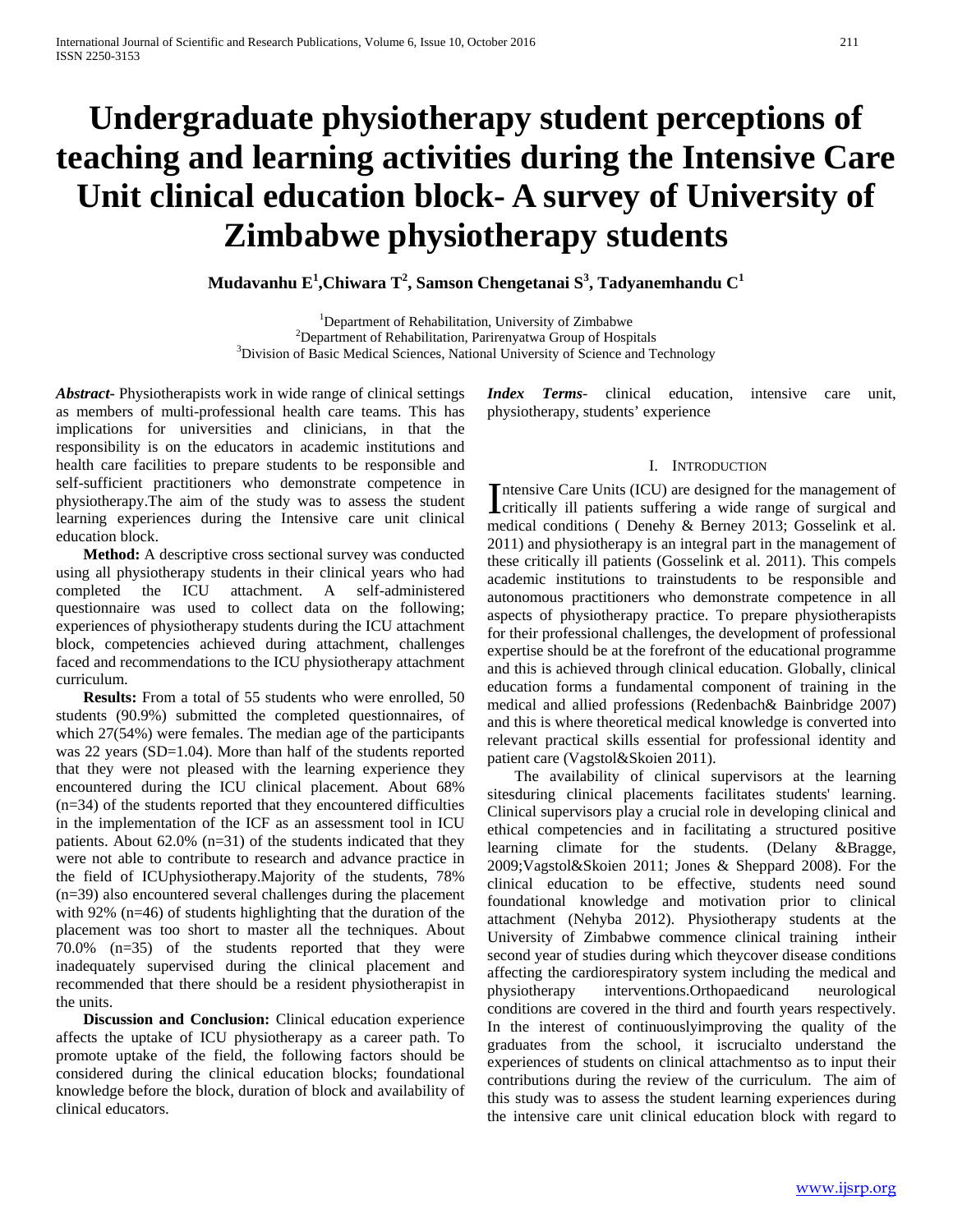# Undergraduate physiotherapy student perceptions of teaching and learning activities during the Intensive Care Unit clinical education block- A survey of University of Zimbabwe physiotherapy students

**Mudavanhu E[1],Chiwara T[2], Samson Chengetanai S[3], Tadyanemhandu C[1]**

[1]Department of Rehabilitation, University of Zimbabwe
[2]Department of Rehabilitation, Parirenyatwa Group of Hospitals
[3]Division of Basic Medical Sciences, National University of Science and Technology

***Abstract***- Physiotherapists work in wide range of clinical settings as members of multi-professional health care teams. This has implications for universities and clinicians, in that the responsibility is on the educators in academic institutions and health care facilities to prepare students to be responsible and self-sufficient practitioners who demonstrate competence in physiotherapy.The aim of the study was to assess the student learning experiences during the Intensive care unit clinical education block.

**Method:** A descriptive cross sectional survey was conducted using all physiotherapy students in their clinical years who had completed the ICU attachment. A self-administered questionnaire was used to collect data on the following; experiences of physiotherapy students during the ICU attachment block, competencies achieved during attachment, challenges faced and recommendations to the ICU physiotherapy attachment curriculum.

**Results:** From a total of 55 students who were enrolled, 50 students (90.9%) submitted the completed questionnaires, of which 27(54%) were females. The median age of the participants was 22 years (SD=1.04). More than half of the students reported that they were not pleased with the learning experience they encountered during the ICU clinical placement. About 68% (n=34) of the students reported that they encountered difficulties in the implementation of the ICF as an assessment tool in ICU patients. About 62.0% (n=31) of the students indicated that they were not able to contribute to research and advance practice in the field of ICUphysiotherapy.Majority of the students, 78% (n=39) also encountered several challenges during the placement with 92% (n=46) of students highlighting that the duration of the placement was too short to master all the techniques. About 70.0% (n=35) of the students reported that they were inadequately supervised during the clinical placement and recommended that there should be a resident physiotherapist in the units.

**Discussion and Conclusion:** Clinical education experience affects the uptake of ICU physiotherapy as a career path. To promote uptake of the field, the following factors should be considered during the clinical education blocks; foundational knowledge before the block, duration of block and availability of clinical educators.

***Index Terms***- clinical education, intensive care unit, physiotherapy, students' experience

## I. Introduction

Intensive Care Units (ICU) are designed for the management of critically ill patients suffering a wide range of surgical and medical conditions ( Denehy & Berney 2013; Gosselink et al. 2011) and physiotherapy is an integral part in the management of these critically ill patients (Gosselink et al. 2011). This compels academic institutions to trainstudents to be responsible and autonomous practitioners who demonstrate competence in all aspects of physiotherapy practice. To prepare physiotherapists for their professional challenges, the development of professional expertise should be at the forefront of the educational programme and this is achieved through clinical education. Globally, clinical education forms a fundamental component of training in the medical and allied professions (Redenbach& Bainbridge 2007) and this is where theoretical medical knowledge is converted into relevant practical skills essential for professional identity and patient care (Vagstol&Skoien 2011).

The availability of clinical supervisors at the learning sitesduring clinical placements facilitates students' learning. Clinical supervisors play a crucial role in developing clinical and ethical competencies and in facilitating a structured positive learning climate for the students. (Delany &Bragge, 2009;Vagstol&Skoien 2011; Jones & Sheppard 2008). For the clinical education to be effective, students need sound foundational knowledge and motivation prior to clinical attachment (Nehyba 2012). Physiotherapy students at the University of Zimbabwe commence clinical training intheir second year of studies during which theycover disease conditions affecting the cardiorespiratory system including the medical and physiotherapy interventions.Orthopaedicand neurological conditions are covered in the third and fourth years respectively. In the interest of continuouslyimproving the quality of the graduates from the school, it iscrucialto understand the experiences of students on clinical attachmentso as to input their contributions during the review of the curriculum. The aim of this study was to assess the student learning experiences during the intensive care unit clinical education block with regard to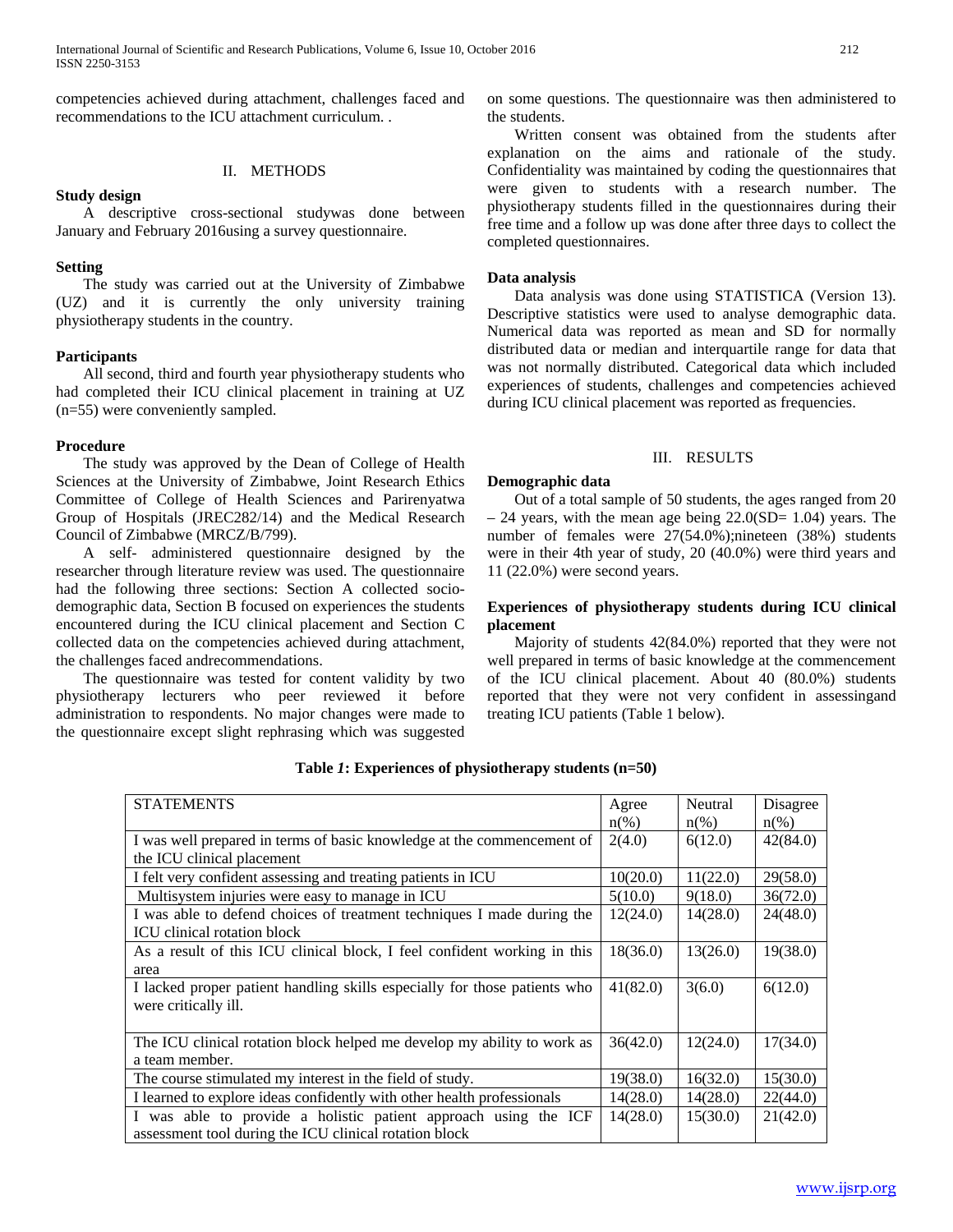competencies achieved during attachment, challenges faced and recommendations to the ICU attachment curriculum. .

## II. METHODS

### Study design

A descriptive cross-sectional studywas done between January and February 2016using a survey questionnaire.

### Setting

The study was carried out at the University of Zimbabwe (UZ) and it is currently the only university training physiotherapy students in the country.

### Participants

All second, third and fourth year physiotherapy students who had completed their ICU clinical placement in training at UZ (n=55) were conveniently sampled.

### Procedure

The study was approved by the Dean of College of Health Sciences at the University of Zimbabwe, Joint Research Ethics Committee of College of Health Sciences and Parirenyatwa Group of Hospitals (JREC282/14) and the Medical Research Council of Zimbabwe (MRCZ/B/799).

A self- administered questionnaire designed by the researcher through literature review was used. The questionnaire had the following three sections: Section A collected socio-demographic data, Section B focused on experiences the students encountered during the ICU clinical placement and Section C collected data on the competencies achieved during attachment, the challenges faced andrecommendations.

The questionnaire was tested for content validity by two physiotherapy lecturers who peer reviewed it before administration to respondents. No major changes were made to the questionnaire except slight rephrasing which was suggested on some questions. The questionnaire was then administered to the students.

Written consent was obtained from the students after explanation on the aims and rationale of the study. Confidentiality was maintained by coding the questionnaires that were given to students with a research number. The physiotherapy students filled in the questionnaires during their free time and a follow up was done after three days to collect the completed questionnaires.

### Data analysis

Data analysis was done using STATISTICA (Version 13). Descriptive statistics were used to analyse demographic data. Numerical data was reported as mean and SD for normally distributed data or median and interquartile range for data that was not normally distributed. Categorical data which included experiences of students, challenges and competencies achieved during ICU clinical placement was reported as frequencies.

## III. RESULTS

### Demographic data

Out of a total sample of 50 students, the ages ranged from 20 – 24 years, with the mean age being 22.0(SD= 1.04) years. The number of females were 27(54.0%);nineteen (38%) students were in their 4th year of study, 20 (40.0%) were third years and 11 (22.0%) were second years.

### Experiences of physiotherapy students during ICU clinical placement

Majority of students 42(84.0%) reported that they were not well prepared in terms of basic knowledge at the commencement of the ICU clinical placement. About 40 (80.0%) students reported that they were not very confident in assessingand treating ICU patients (Table 1 below).

**Table *1*: Experiences of physiotherapy students (n=50)**

| STATEMENTS | Agree n(%) | Neutral n(%) | Disagree n(%) |
|---|---|---|---|
| I was well prepared in terms of basic knowledge at the commencement of the ICU clinical placement | 2(4.0) | 6(12.0) | 42(84.0) |
| I felt very confident assessing and treating patients in ICU | 10(20.0) | 11(22.0) | 29(58.0) |
| Multisystem injuries were easy to manage in ICU | 5(10.0) | 9(18.0) | 36(72.0) |
| I was able to defend choices of treatment techniques I made during the ICU clinical rotation block | 12(24.0) | 14(28.0) | 24(48.0) |
| As a result of this ICU clinical block, I feel confident working in this area | 18(36.0) | 13(26.0) | 19(38.0) |
| I lacked proper patient handling skills especially for those patients who were critically ill. | 41(82.0) | 3(6.0) | 6(12.0) |
| The ICU clinical rotation block helped me develop my ability to work as a team member. | 36(42.0) | 12(24.0) | 17(34.0) |
| The course stimulated my interest in the field of study. | 19(38.0) | 16(32.0) | 15(30.0) |
| I learned to explore ideas confidently with other health professionals | 14(28.0) | 14(28.0) | 22(44.0) |
| I was able to provide a holistic patient approach using the ICF assessment tool during the ICU clinical rotation block | 14(28.0) | 15(30.0) | 21(42.0) |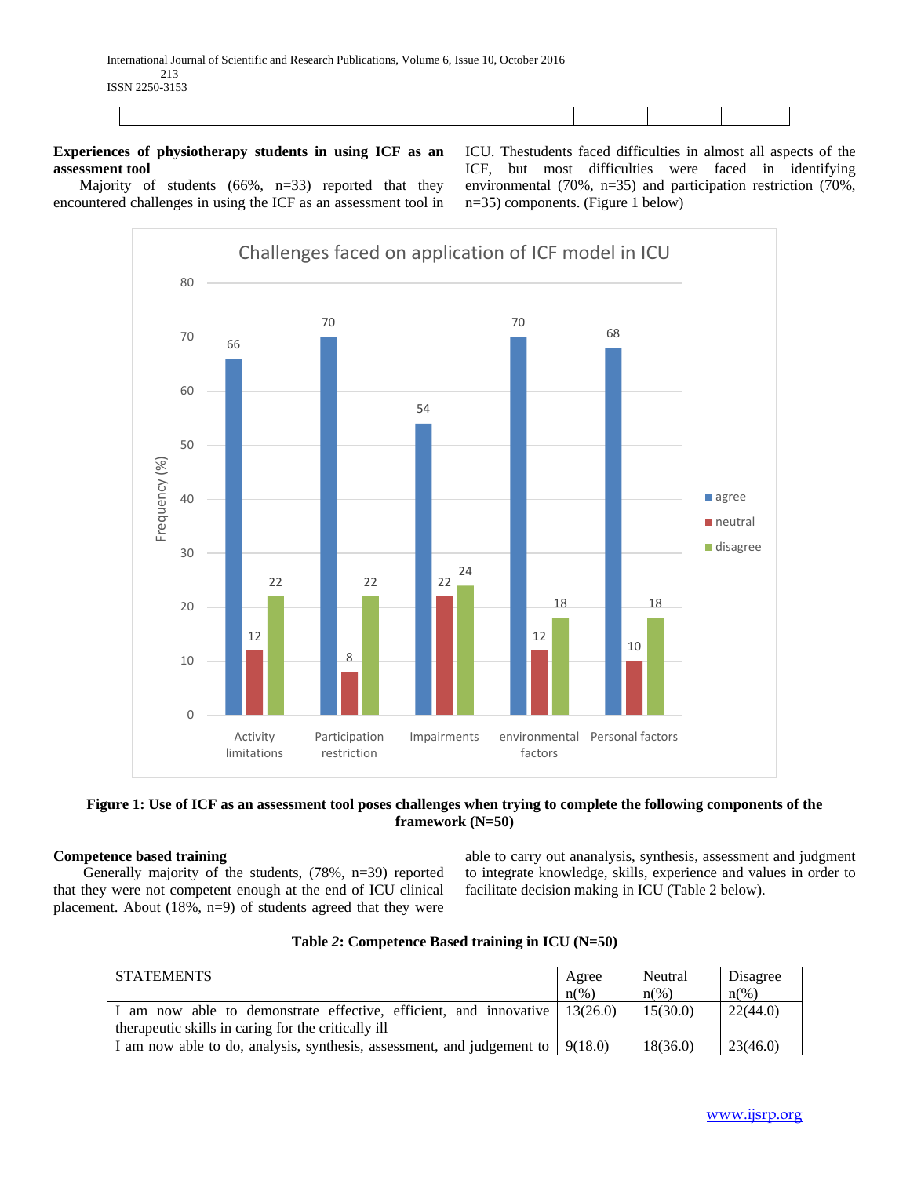### Experiences of physiotherapy students in using ICF as an assessment tool

Majority of students (66%, n=33) reported that they encountered challenges in using the ICF as an assessment tool in ICU. Thestudents faced difficulties in almost all aspects of the ICF, but most difficulties were faced in identifying environmental (70%, n=35) and participation restriction (70%, n=35) components. (Figure 1 below)

**Figure 1: Use of ICF as an assessment tool poses challenges when trying to complete the following components of the framework (N=50)**

### Competence based training

Generally majority of the students, (78%, n=39) reported that they were not competent enough at the end of ICU clinical placement. About (18%, n=9) of students agreed that they were able to carry out ananalysis, synthesis, assessment and judgment to integrate knowledge, skills, experience and values in order to facilitate decision making in ICU (Table 2 below).

**Table *2*: Competence Based training in ICU (N=50)**

| STATEMENTS | Agree n(%) | Neutral n(%) | Disagree n(%) |
|---|---|---|---|
| I am now able to demonstrate effective, efficient, and innovative therapeutic skills in caring for the critically ill | 13(26.0) | 15(30.0) | 22(44.0) |
| I am now able to do, analysis, synthesis, assessment, and judgement to | 9(18.0) | 18(36.0) | 23(46.0) |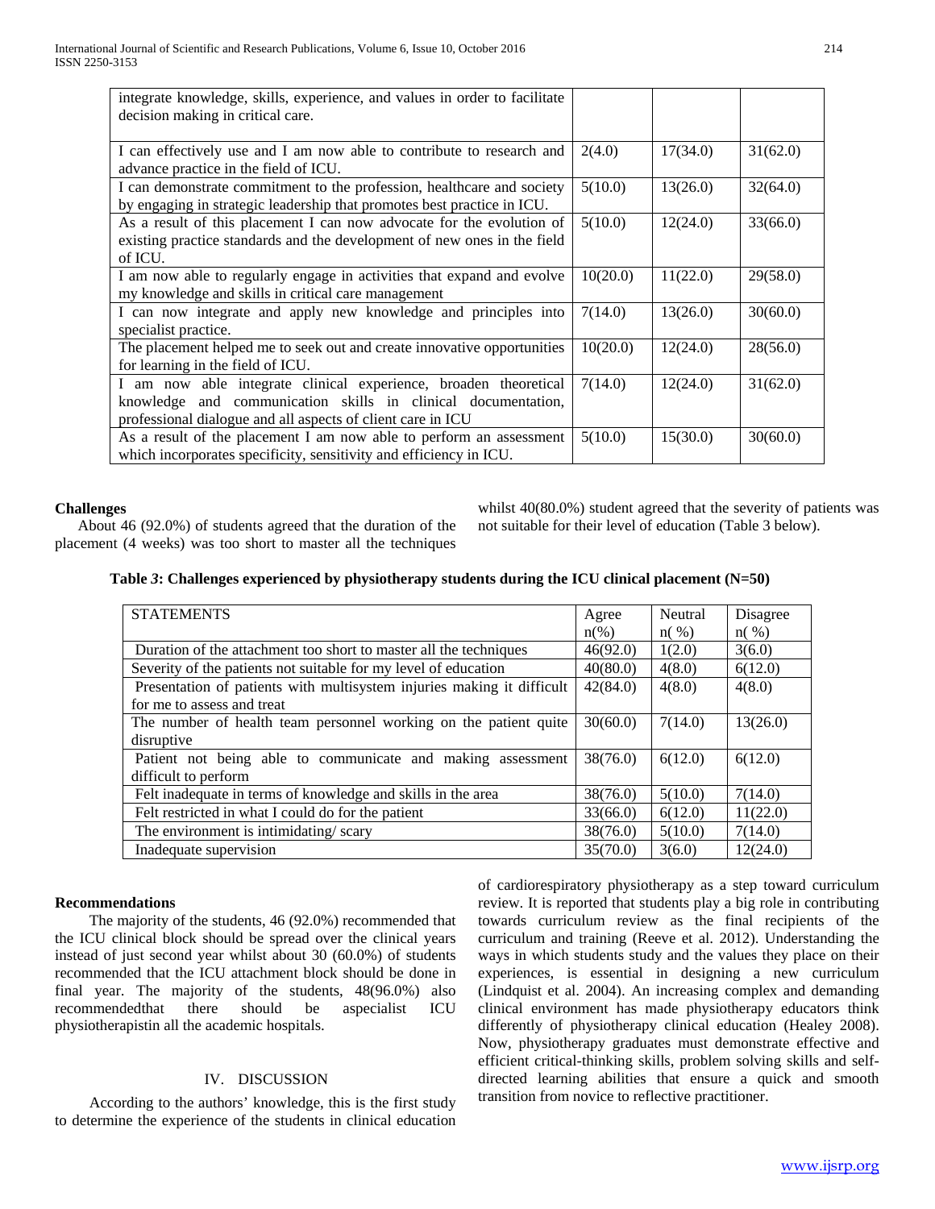| | | | |
|---|---|---|---|
| integrate knowledge, skills, experience, and values in order to facilitate decision making in critical care. | | | |
| I can effectively use and I am now able to contribute to research and advance practice in the field of ICU. | 2(4.0) | 17(34.0) | 31(62.0) |
| I can demonstrate commitment to the profession, healthcare and society by engaging in strategic leadership that promotes best practice in ICU. | 5(10.0) | 13(26.0) | 32(64.0) |
| As a result of this placement I can now advocate for the evolution of existing practice standards and the development of new ones in the field of ICU. | 5(10.0) | 12(24.0) | 33(66.0) |
| I am now able to regularly engage in activities that expand and evolve my knowledge and skills in critical care management | 10(20.0) | 11(22.0) | 29(58.0) |
| I can now integrate and apply new knowledge and principles into specialist practice. | 7(14.0) | 13(26.0) | 30(60.0) |
| The placement helped me to seek out and create innovative opportunities for learning in the field of ICU. | 10(20.0) | 12(24.0) | 28(56.0) |
| I am now able integrate clinical experience, broaden theoretical knowledge and communication skills in clinical documentation, professional dialogue and all aspects of client care in ICU | 7(14.0) | 12(24.0) | 31(62.0) |
| As a result of the placement I am now able to perform an assessment which incorporates specificity, sensitivity and efficiency in ICU. | 5(10.0) | 15(30.0) | 30(60.0) |

**Challenges**

About 46 (92.0%) of students agreed that the duration of the placement (4 weeks) was too short to master all the techniques whilst 40(80.0%) student agreed that the severity of patients was not suitable for their level of education (Table 3 below).

**Table 3: Challenges experienced by physiotherapy students during the ICU clinical placement (N=50)**

| STATEMENTS | Agree n(%) | Neutral n( %) | Disagree n( %) |
|---|---|---|---|
| Duration of the attachment too short to master all the techniques | 46(92.0) | 1(2.0) | 3(6.0) |
| Severity of the patients not suitable for my level of education | 40(80.0) | 4(8.0) | 6(12.0) |
| Presentation of patients with multisystem injuries making it difficult for me to assess and treat | 42(84.0) | 4(8.0) | 4(8.0) |
| The number of health team personnel working on the patient quite disruptive | 30(60.0) | 7(14.0) | 13(26.0) |
| Patient not being able to communicate and making assessment difficult to perform | 38(76.0) | 6(12.0) | 6(12.0) |
| Felt inadequate in terms of knowledge and skills in the area | 38(76.0) | 5(10.0) | 7(14.0) |
| Felt restricted in what I could do for the patient | 33(66.0) | 6(12.0) | 11(22.0) |
| The environment is intimidating/ scary | 38(76.0) | 5(10.0) | 7(14.0) |
| Inadequate supervision | 35(70.0) | 3(6.0) | 12(24.0) |

**Recommendations**

The majority of the students, 46 (92.0%) recommended that the ICU clinical block should be spread over the clinical years instead of just second year whilst about 30 (60.0%) of students recommended that the ICU attachment block should be done in final year. The majority of the students, 48(96.0%) also recommendedthat there should be aspecialist ICU physiotherapistin all the academic hospitals.

## IV. DISCUSSION

According to the authors' knowledge, this is the first study to determine the experience of the students in clinical education of cardiorespiratory physiotherapy as a step toward curriculum review. It is reported that students play a big role in contributing towards curriculum review as the final recipients of the curriculum and training (Reeve et al. 2012). Understanding the ways in which students study and the values they place on their experiences, is essential in designing a new curriculum (Lindquist et al. 2004). An increasing complex and demanding clinical environment has made physiotherapy educators think differently of physiotherapy clinical education (Healey 2008). Now, physiotherapy graduates must demonstrate effective and efficient critical-thinking skills, problem solving skills and self-directed learning abilities that ensure a quick and smooth transition from novice to reflective practitioner.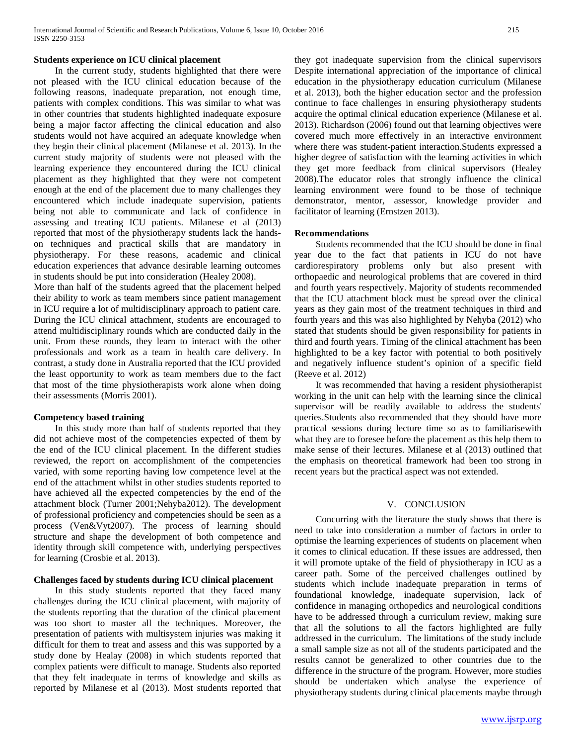**Students experience on ICU clinical placement**

In the current study, students highlighted that there were not pleased with the ICU clinical education because of the following reasons, inadequate preparation, not enough time, patients with complex conditions. This was similar to what was in other countries that students highlighted inadequate exposure being a major factor affecting the clinical education and also students would not have acquired an adequate knowledge when they begin their clinical placement (Milanese et al. 2013). In the current study majority of students were not pleased with the learning experience they encountered during the ICU clinical placement as they highlighted that they were not competent enough at the end of the placement due to many challenges they encountered which include inadequate supervision, patients being not able to communicate and lack of confidence in assessing and treating ICU patients. Milanese et al (2013) reported that most of the physiotherapy students lack the hands-on techniques and practical skills that are mandatory in physiotherapy. For these reasons, academic and clinical education experiences that advance desirable learning outcomes in students should be put into consideration (Healey 2008).

More than half of the students agreed that the placement helped their ability to work as team members since patient management in ICU require a lot of multidisciplinary approach to patient care. During the ICU clinical attachment, students are encouraged to attend multidisciplinary rounds which are conducted daily in the unit. From these rounds, they learn to interact with the other professionals and work as a team in health care delivery. In contrast, a study done in Australia reported that the ICU provided the least opportunity to work as team members due to the fact that most of the time physiotherapists work alone when doing their assessments (Morris 2001).

**Competency based training**

In this study more than half of students reported that they did not achieve most of the competencies expected of them by the end of the ICU clinical placement. In the different studies reviewed, the report on accomplishment of the competencies varied, with some reporting having low competence level at the end of the attachment whilst in other studies students reported to have achieved all the expected competencies by the end of the attachment block (Turner 2001;Nehyba2012). The development of professional proficiency and competencies should be seen as a process (Ven&Vyt2007). The process of learning should structure and shape the development of both competence and identity through skill competence with, underlying perspectives for learning (Crosbie et al. 2013).

**Challenges faced by students during ICU clinical placement**

In this study students reported that they faced many challenges during the ICU clinical placement, with majority of the students reporting that the duration of the clinical placement was too short to master all the techniques. Moreover, the presentation of patients with multisystem injuries was making it difficult for them to treat and assess and this was supported by a study done by Healay (2008) in which students reported that complex patients were difficult to manage. Students also reported that they felt inadequate in terms of knowledge and skills as reported by Milanese et al (2013). Most students reported that they got inadequate supervision from the clinical supervisors Despite international appreciation of the importance of clinical education in the physiotherapy education curriculum (Milanese et al. 2013), both the higher education sector and the profession continue to face challenges in ensuring physiotherapy students acquire the optimal clinical education experience (Milanese et al. 2013). Richardson (2006) found out that learning objectives were covered much more effectively in an interactive environment where there was student-patient interaction.Students expressed a higher degree of satisfaction with the learning activities in which they get more feedback from clinical supervisors (Healey 2008).The educator roles that strongly influence the clinical learning environment were found to be those of technique demonstrator, mentor, assessor, knowledge provider and facilitator of learning (Ernstzen 2013).

**Recommendations**

Students recommended that the ICU should be done in final year due to the fact that patients in ICU do not have cardiorespiratory problems only but also present with orthopaedic and neurological problems that are covered in third and fourth years respectively. Majority of students recommended that the ICU attachment block must be spread over the clinical years as they gain most of the treatment techniques in third and fourth years and this was also highlighted by Nehyba (2012) who stated that students should be given responsibility for patients in third and fourth years. Timing of the clinical attachment has been highlighted to be a key factor with potential to both positively and negatively influence student's opinion of a specific field (Reeve et al. 2012)

It was recommended that having a resident physiotherapist working in the unit can help with the learning since the clinical supervisor will be readily available to address the students' queries.Students also recommended that they should have more practical sessions during lecture time so as to familiarisewith what they are to foresee before the placement as this help them to make sense of their lectures. Milanese et al (2013) outlined that the emphasis on theoretical framework had been too strong in recent years but the practical aspect was not extended.

## V. Conclusion

Concurring with the literature the study shows that there is need to take into consideration a number of factors in order to optimise the learning experiences of students on placement when it comes to clinical education. If these issues are addressed, then it will promote uptake of the field of physiotherapy in ICU as a career path. Some of the perceived challenges outlined by students which include inadequate preparation in terms of foundational knowledge, inadequate supervision, lack of confidence in managing orthopedics and neurological conditions have to be addressed through a curriculum review, making sure that all the solutions to all the factors highlighted are fully addressed in the curriculum. The limitations of the study include a small sample size as not all of the students participated and the results cannot be generalized to other countries due to the difference in the structure of the program. However, more studies should be undertaken which analyse the experience of physiotherapy students during clinical placements maybe through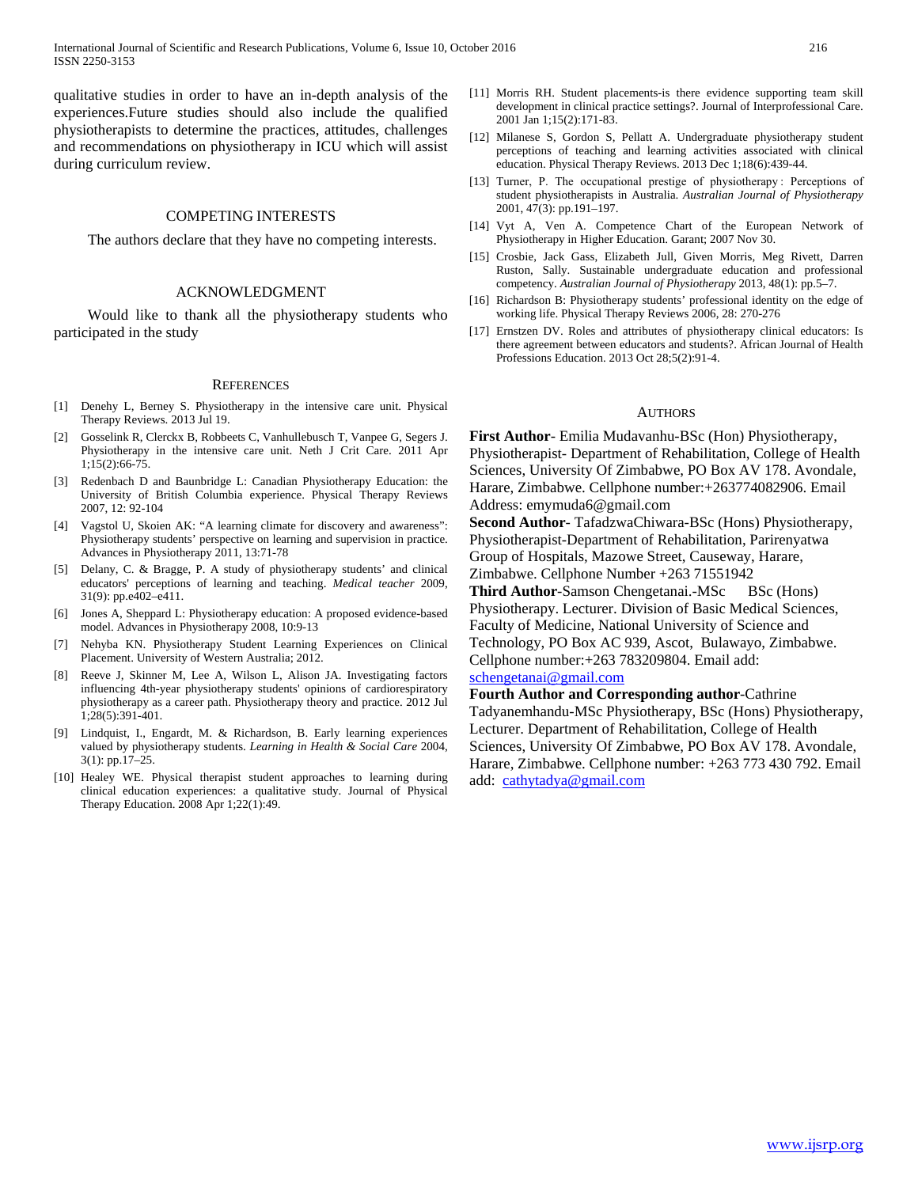qualitative studies in order to have an in-depth analysis of the experiences.Future studies should also include the qualified physiotherapists to determine the practices, attitudes, challenges and recommendations on physiotherapy in ICU which will assist during curriculum review.

## COMPETING INTERESTS

The authors declare that they have no competing interests.

## ACKNOWLEDGMENT

Would like to thank all the physiotherapy students who participated in the study

## REFERENCES

[1] Denehy L, Berney S. Physiotherapy in the intensive care unit. Physical Therapy Reviews. 2013 Jul 19.

[2] Gosselink R, Clerckx B, Robbeets C, Vanhullebusch T, Vanpee G, Segers J. Physiotherapy in the intensive care unit. Neth J Crit Care. 2011 Apr 1;15(2):66-75.

[3] Redenbach D and Baunbridge L: Canadian Physiotherapy Education: the University of British Columbia experience. Physical Therapy Reviews 2007, 12: 92-104

[4] Vagstol U, Skoien AK: "A learning climate for discovery and awareness": Physiotherapy students' perspective on learning and supervision in practice. Advances in Physiotherapy 2011, 13:71-78

[5] Delany, C. & Bragge, P. A study of physiotherapy students' and clinical educators' perceptions of learning and teaching. *Medical teacher* 2009, 31(9): pp.e402–e411.

[6] Jones A, Sheppard L: Physiotherapy education: A proposed evidence-based model. Advances in Physiotherapy 2008, 10:9-13

[7] Nehyba KN. Physiotherapy Student Learning Experiences on Clinical Placement. University of Western Australia; 2012.

[8] Reeve J, Skinner M, Lee A, Wilson L, Alison JA. Investigating factors influencing 4th-year physiotherapy students' opinions of cardiorespiratory physiotherapy as a career path. Physiotherapy theory and practice. 2012 Jul 1;28(5):391-401.

[9] Lindquist, I., Engardt, M. & Richardson, B. Early learning experiences valued by physiotherapy students. *Learning in Health & Social Care* 2004, 3(1): pp.17–25.

[10] Healey WE. Physical therapist student approaches to learning during clinical education experiences: a qualitative study. Journal of Physical Therapy Education. 2008 Apr 1;22(1):49.

[11] Morris RH. Student placements-is there evidence supporting team skill development in clinical practice settings?. Journal of Interprofessional Care. 2001 Jan 1;15(2):171-83.

[12] Milanese S, Gordon S, Pellatt A. Undergraduate physiotherapy student perceptions of teaching and learning activities associated with clinical education. Physical Therapy Reviews. 2013 Dec 1;18(6):439-44.

[13] Turner, P. The occupational prestige of physiotherapy : Perceptions of student physiotherapists in Australia. *Australian Journal of Physiotherapy* 2001, 47(3): pp.191–197.

[14] Vyt A, Ven A. Competence Chart of the European Network of Physiotherapy in Higher Education. Garant; 2007 Nov 30.

[15] Crosbie, Jack Gass, Elizabeth Jull, Given Morris, Meg Rivett, Darren Ruston, Sally. Sustainable undergraduate education and professional competency. *Australian Journal of Physiotherapy* 2013, 48(1): pp.5–7.

[16] Richardson B: Physiotherapy students' professional identity on the edge of working life. Physical Therapy Reviews 2006, 28: 270-276

[17] Ernstzen DV. Roles and attributes of physiotherapy clinical educators: Is there agreement between educators and students?. African Journal of Health Professions Education. 2013 Oct 28;5(2):91-4.

## AUTHORS

**First Author**- Emilia Mudavanhu-BSc (Hon) Physiotherapy, Physiotherapist- Department of Rehabilitation, College of Health Sciences, University Of Zimbabwe, PO Box AV 178. Avondale, Harare, Zimbabwe. Cellphone number:+263774082906. Email Address: emymuda6@gmail.com

**Second Author**- TafadzwaChiwara-BSc (Hons) Physiotherapy, Physiotherapist-Department of Rehabilitation, Parirenyatwa Group of Hospitals, Mazowe Street, Causeway, Harare, Zimbabwe. Cellphone Number +263 71551942

**Third Author**-Samson Chengetanai.-MSc BSc (Hons) Physiotherapy. Lecturer. Division of Basic Medical Sciences, Faculty of Medicine, National University of Science and Technology, PO Box AC 939, Ascot, Bulawayo, Zimbabwe. Cellphone number:+263 783209804. Email add: schengetanai@gmail.com

**Fourth Author and Corresponding author**-Cathrine Tadyanemhandu-MSc Physiotherapy, BSc (Hons) Physiotherapy, Lecturer. Department of Rehabilitation, College of Health Sciences, University Of Zimbabwe, PO Box AV 178. Avondale, Harare, Zimbabwe. Cellphone number: +263 773 430 792. Email add: cathytadya@gmail.com